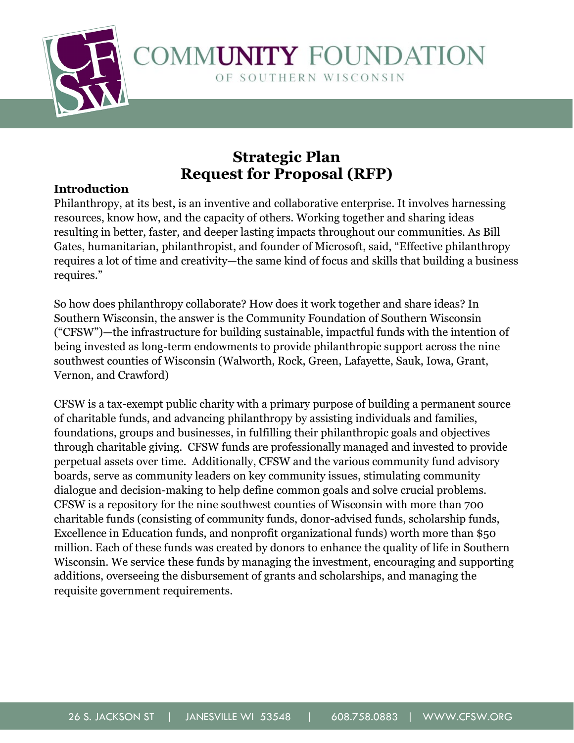# Strategic Plan
# Request for Proposal (RFP)

**Introduction**

Philanthropy, at its best, is an inventive and collaborative enterprise. It involves harnessing resources, know how, and the capacity of others. Working together and sharing ideas resulting in better, faster, and deeper lasting impacts throughout our communities. As Bill Gates, humanitarian, philanthropist, and founder of Microsoft, said, "Effective philanthropy requires a lot of time and creativity—the same kind of focus and skills that building a business requires."

So how does philanthropy collaborate? How does it work together and share ideas? In Southern Wisconsin, the answer is the Community Foundation of Southern Wisconsin ("CFSW")—the infrastructure for building sustainable, impactful funds with the intention of being invested as long-term endowments to provide philanthropic support across the nine southwest counties of Wisconsin (Walworth, Rock, Green, Lafayette, Sauk, Iowa, Grant, Vernon, and Crawford)

CFSW is a tax-exempt public charity with a primary purpose of building a permanent source of charitable funds, and advancing philanthropy by assisting individuals and families, foundations, groups and businesses, in fulfilling their philanthropic goals and objectives through charitable giving. CFSW funds are professionally managed and invested to provide perpetual assets over time. Additionally, CFSW and the various community fund advisory boards, serve as community leaders on key community issues, stimulating community dialogue and decision-making to help define common goals and solve crucial problems. CFSW is a repository for the nine southwest counties of Wisconsin with more than 700 charitable funds (consisting of community funds, donor-advised funds, scholarship funds, Excellence in Education funds, and nonprofit organizational funds) worth more than $50 million. Each of these funds was created by donors to enhance the quality of life in Southern Wisconsin. We service these funds by managing the investment, encouraging and supporting additions, overseeing the disbursement of grants and scholarships, and managing the requisite government requirements.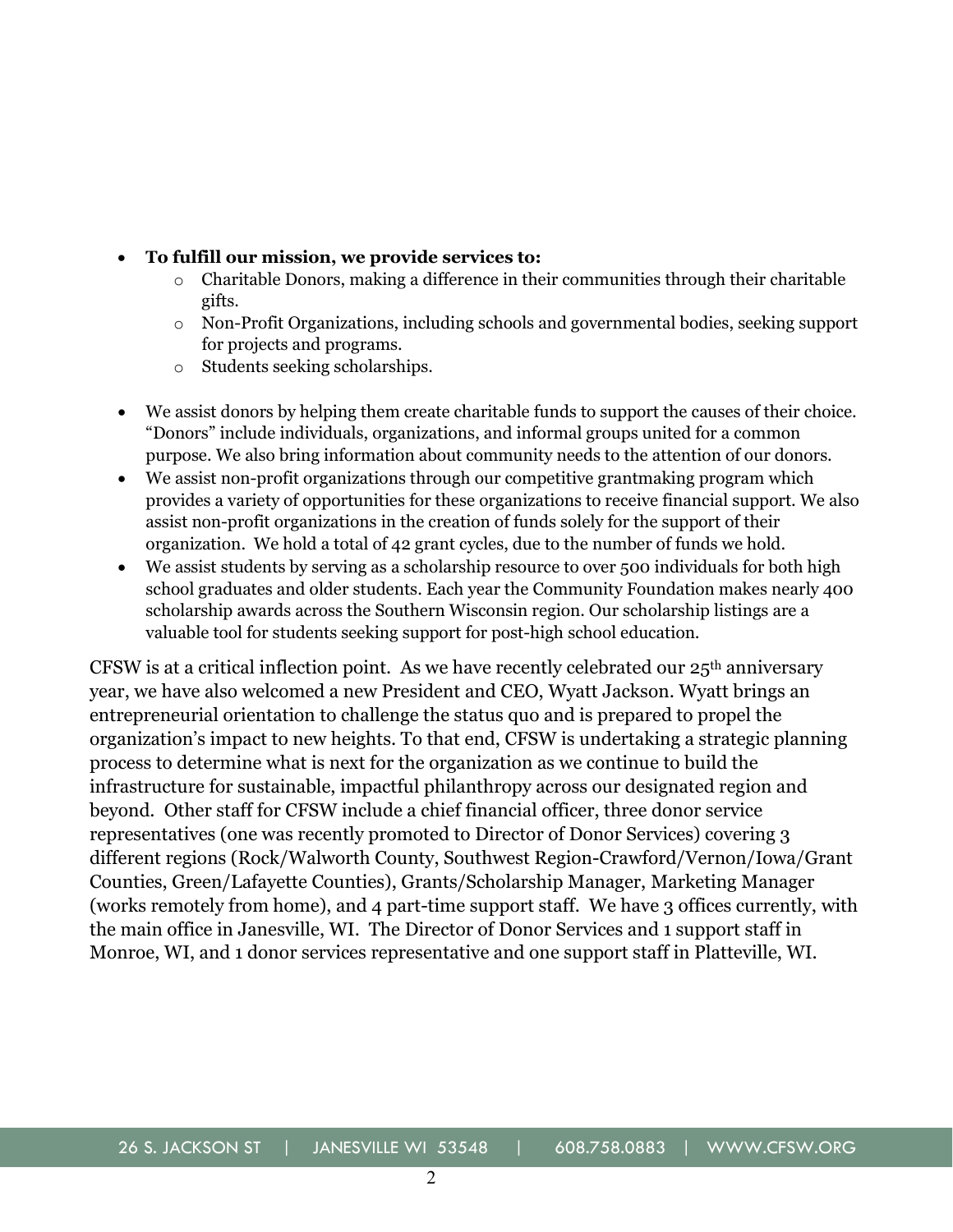- **To fulfill our mission, we provide services to:**
    - Charitable Donors, making a difference in their communities through their charitable gifts.
    - Non-Profit Organizations, including schools and governmental bodies, seeking support for projects and programs.
    - Students seeking scholarships.

- We assist donors by helping them create charitable funds to support the causes of their choice. "Donors" include individuals, organizations, and informal groups united for a common purpose. We also bring information about community needs to the attention of our donors.
- We assist non-profit organizations through our competitive grantmaking program which provides a variety of opportunities for these organizations to receive financial support. We also assist non-profit organizations in the creation of funds solely for the support of their organization. We hold a total of 42 grant cycles, due to the number of funds we hold.
- We assist students by serving as a scholarship resource to over 500 individuals for both high school graduates and older students. Each year the Community Foundation makes nearly 400 scholarship awards across the Southern Wisconsin region. Our scholarship listings are a valuable tool for students seeking support for post-high school education.

CFSW is at a critical inflection point. As we have recently celebrated our 25th anniversary year, we have also welcomed a new President and CEO, Wyatt Jackson. Wyatt brings an entrepreneurial orientation to challenge the status quo and is prepared to propel the organization's impact to new heights. To that end, CFSW is undertaking a strategic planning process to determine what is next for the organization as we continue to build the infrastructure for sustainable, impactful philanthropy across our designated region and beyond. Other staff for CFSW include a chief financial officer, three donor service representatives (one was recently promoted to Director of Donor Services) covering 3 different regions (Rock/Walworth County, Southwest Region-Crawford/Vernon/Iowa/Grant Counties, Green/Lafayette Counties), Grants/Scholarship Manager, Marketing Manager (works remotely from home), and 4 part-time support staff. We have 3 offices currently, with the main office in Janesville, WI. The Director of Donor Services and 1 support staff in Monroe, WI, and 1 donor services representative and one support staff in Platteville, WI.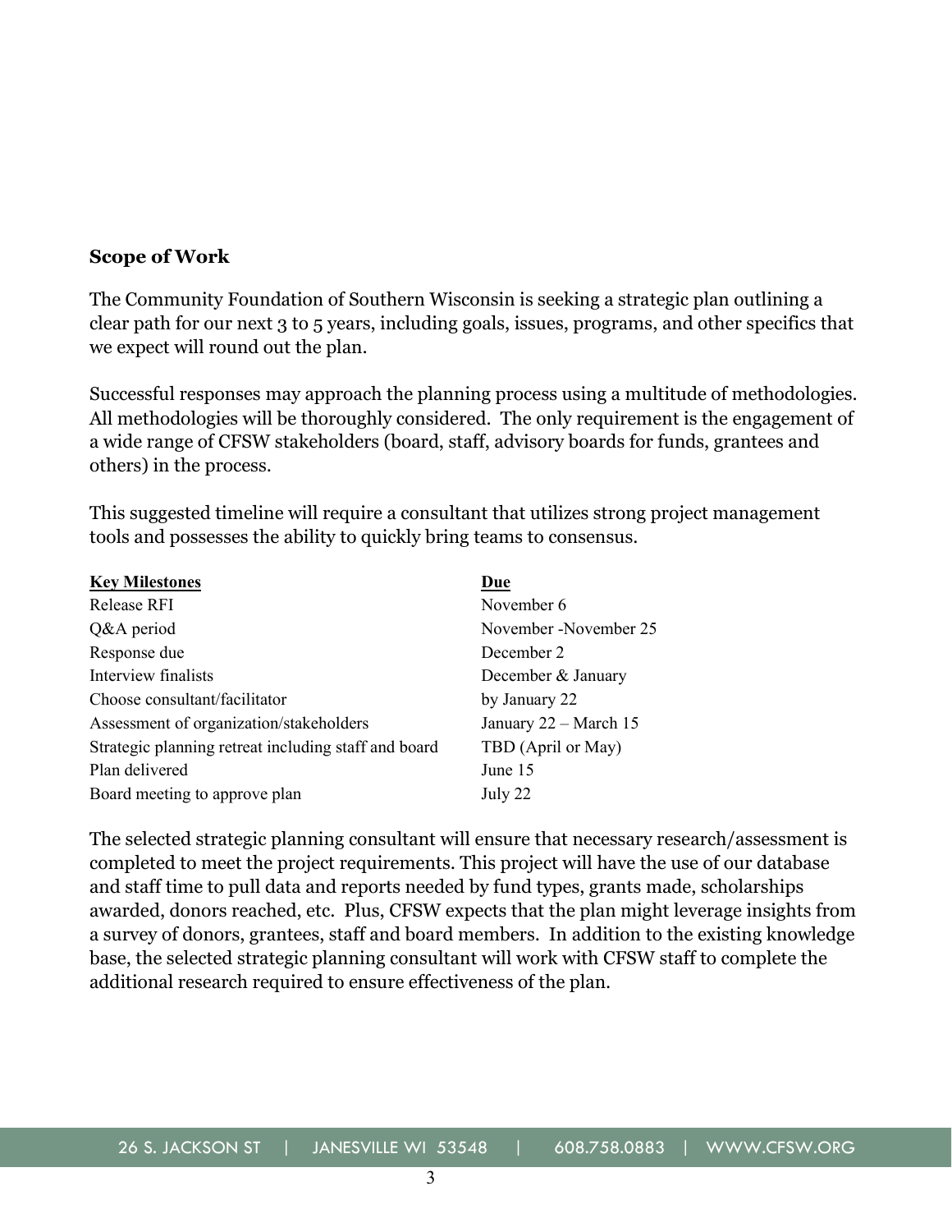**Scope of Work**

The Community Foundation of Southern Wisconsin is seeking a strategic plan outlining a clear path for our next 3 to 5 years, including goals, issues, programs, and other specifics that we expect will round out the plan.

Successful responses may approach the planning process using a multitude of methodologies. All methodologies will be thoroughly considered. The only requirement is the engagement of a wide range of CFSW stakeholders (board, staff, advisory boards for funds, grantees and others) in the process.

This suggested timeline will require a consultant that utilizes strong project management tools and possesses the ability to quickly bring teams to consensus.

| Key Milestones | Due |
|---|---|
| Release RFI | November 6 |
| Q&A period | November -November 25 |
| Response due | December 2 |
| Interview finalists | December & January |
| Choose consultant/facilitator | by January 22 |
| Assessment of organization/stakeholders | January 22 – March 15 |
| Strategic planning retreat including staff and board | TBD (April or May) |
| Plan delivered | June 15 |
| Board meeting to approve plan | July 22 |

The selected strategic planning consultant will ensure that necessary research/assessment is completed to meet the project requirements. This project will have the use of our database and staff time to pull data and reports needed by fund types, grants made, scholarships awarded, donors reached, etc. Plus, CFSW expects that the plan might leverage insights from a survey of donors, grantees, staff and board members. In addition to the existing knowledge base, the selected strategic planning consultant will work with CFSW staff to complete the additional research required to ensure effectiveness of the plan.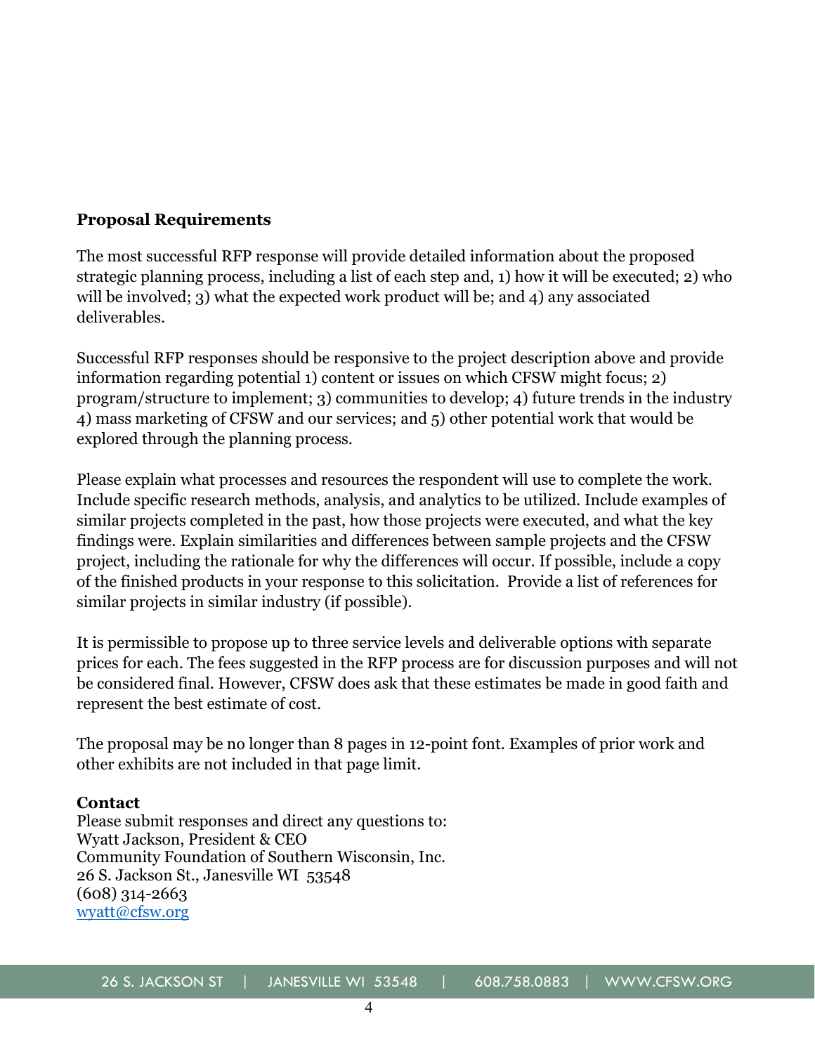**Proposal Requirements**

The most successful RFP response will provide detailed information about the proposed strategic planning process, including a list of each step and, 1) how it will be executed; 2) who will be involved; 3) what the expected work product will be; and 4) any associated deliverables.

Successful RFP responses should be responsive to the project description above and provide information regarding potential 1) content or issues on which CFSW might focus; 2) program/structure to implement; 3) communities to develop; 4) future trends in the industry 4) mass marketing of CFSW and our services; and 5) other potential work that would be explored through the planning process.

Please explain what processes and resources the respondent will use to complete the work. Include specific research methods, analysis, and analytics to be utilized. Include examples of similar projects completed in the past, how those projects were executed, and what the key findings were. Explain similarities and differences between sample projects and the CFSW project, including the rationale for why the differences will occur. If possible, include a copy of the finished products in your response to this solicitation. Provide a list of references for similar projects in similar industry (if possible).

It is permissible to propose up to three service levels and deliverable options with separate prices for each. The fees suggested in the RFP process are for discussion purposes and will not be considered final. However, CFSW does ask that these estimates be made in good faith and represent the best estimate of cost.

The proposal may be no longer than 8 pages in 12-point font. Examples of prior work and other exhibits are not included in that page limit.

**Contact**
Please submit responses and direct any questions to:
Wyatt Jackson, President & CEO
Community Foundation of Southern Wisconsin, Inc.
26 S. Jackson St., Janesville WI 53548
(608) 314-2663
wyatt@cfsw.org